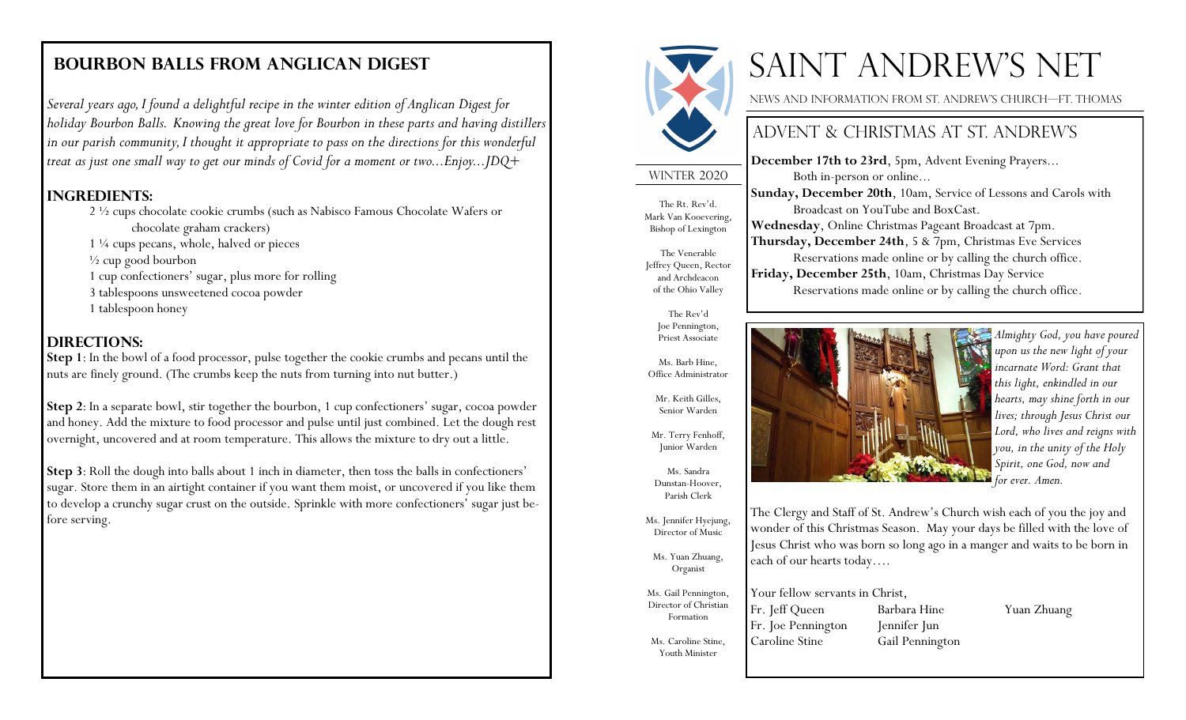## BOURBON BALLS FROM ANGLICAN DIGEST

*Several years ago, I found a delightful recipe in the winter edition of Anglican Digest for holiday Bourbon Balls. Knowing the great love for Bourbon in these parts and having distillers in our parish community, I thought it appropriate to pass on the directions for this wonderful treat as just one small way to get our minds of Covid for a moment or two...Enjoy...JDQ+*

### INGREDIENTS:

2 ½ cups chocolate cookie crumbs (such as Nabisco Famous Chocolate Wafers or chocolate graham crackers)
1 ¼ cups pecans, whole, halved or pieces
½ cup good bourbon
1 cup confectioners' sugar, plus more for rolling
3 tablespoons unsweetened cocoa powder
1 tablespoon honey

### DIRECTIONS:

**Step 1**: In the bowl of a food processor, pulse together the cookie crumbs and pecans until the nuts are finely ground. (The crumbs keep the nuts from turning into nut butter.)

**Step 2**: In a separate bowl, stir together the bourbon, 1 cup confectioners' sugar, cocoa powder and honey. Add the mixture to food processor and pulse until just combined. Let the dough rest overnight, uncovered and at room temperature. This allows the mixture to dry out a little.

**Step 3**: Roll the dough into balls about 1 inch in diameter, then toss the balls in confectioners' sugar. Store them in an airtight container if you want them moist, or uncovered if you like them to develop a crunchy sugar crust on the outside. Sprinkle with more confectioners' sugar just before serving.

# SAINT ANDREW'S NET

NEWS AND INFORMATION FROM ST. ANDREW'S CHURCH—FT. THOMAS

WINTER 2020

The Rt. Rev'd. Mark Van Koevering, Bishop of Lexington

The Venerable Jeffrey Queen, Rector and Archdeacon of the Ohio Valley

The Rev'd Joe Pennington, Priest Associate

Ms. Barb Hine, Office Administrator

Mr. Keith Gilles, Senior Warden

Mr. Terry Fenhoff, Junior Warden

Ms. Sandra Dunstan-Hoover, Parish Clerk

Ms. Jennifer Hyejung, Director of Music

Ms. Yuan Zhuang, Organist

Ms. Gail Pennington, Director of Christian Formation

Ms. Caroline Stine, Youth Minister

## ADVENT & CHRISTMAS AT ST. ANDREW'S

**December 17th to 23rd**, 5pm, Advent Evening Prayers...
Both in-person or online...
**Sunday, December 20th**, 10am, Service of Lessons and Carols with Broadcast on YouTube and BoxCast.
**Wednesday**, Online Christmas Pageant Broadcast at 7pm.
**Thursday, December 24th**, 5 & 7pm, Christmas Eve Services
Reservations made online or by calling the church office.
**Friday, December 25th**, 10am, Christmas Day Service
Reservations made online or by calling the church office.

*Almighty God, you have poured upon us the new light of your incarnate Word: Grant that this light, enkindled in our hearts, may shine forth in our lives; through Jesus Christ our Lord, who lives and reigns with you, in the unity of the Holy Spirit, one God, now and for ever. Amen.*

The Clergy and Staff of St. Andrew's Church wish each of you the joy and wonder of this Christmas Season. May your days be filled with the love of Jesus Christ who was born so long ago in a manger and waits to be born in each of our hearts today….

Your fellow servants in Christ,

Fr. Jeff Queen — Barbara Hine — Yuan Zhuang
Fr. Joe Pennington — Jennifer Jun
Caroline Stine — Gail Pennington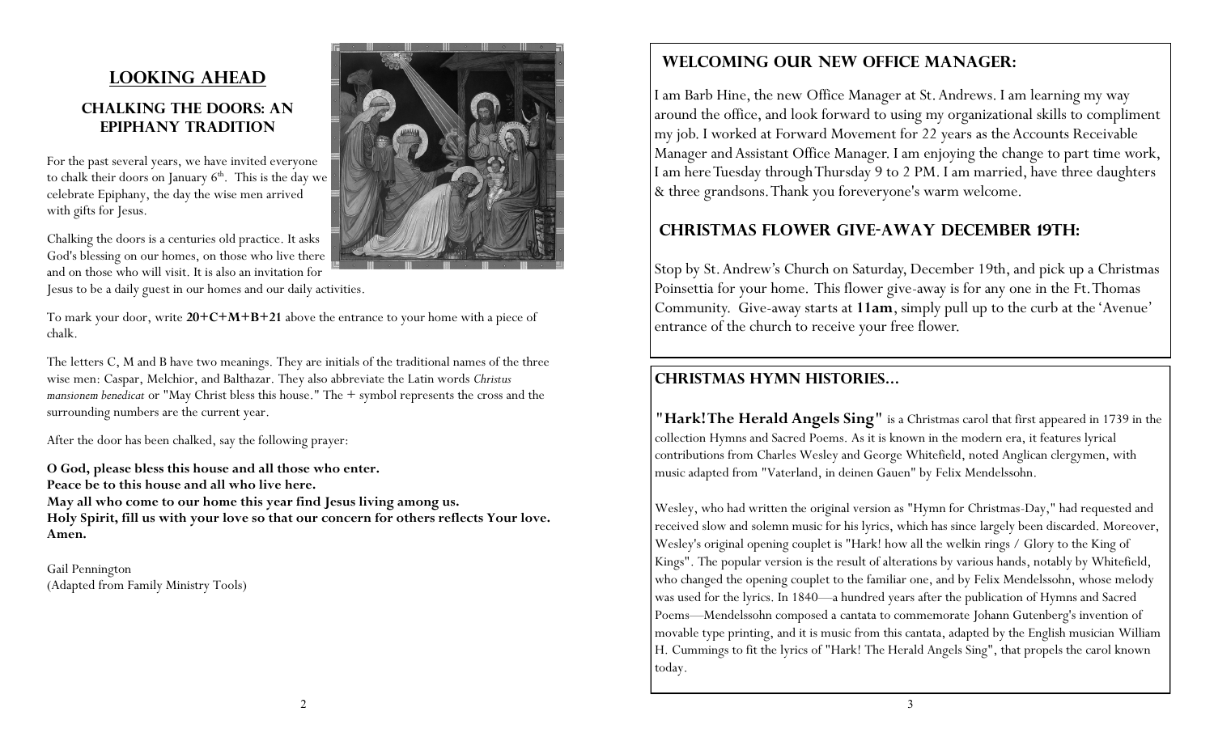## LOOKING AHEAD

### CHALKING THE DOORS: AN EPIPHANY TRADITION

For the past several years, we have invited everyone to chalk their doors on January 6th. This is the day we celebrate Epiphany, the day the wise men arrived with gifts for Jesus.

Chalking the doors is a centuries old practice. It asks God's blessing on our homes, on those who live there and on those who will visit. It is also an invitation for Jesus to be a daily guest in our homes and our daily activities.

To mark your door, write **20+C+M+B+21** above the entrance to your home with a piece of chalk.

The letters C, M and B have two meanings. They are initials of the traditional names of the three wise men: Caspar, Melchior, and Balthazar. They also abbreviate the Latin words *Christus mansionem benedicat* or "May Christ bless this house." The + symbol represents the cross and the surrounding numbers are the current year.

After the door has been chalked, say the following prayer:

**O God, please bless this house and all those who enter.**
**Peace be to this house and all who live here.**
**May all who come to our home this year find Jesus living among us.**
**Holy Spirit, fill us with your love so that our concern for others reflects Your love. Amen.**

Gail Pennington
(Adapted from Family Ministry Tools)

## WELCOMING OUR NEW OFFICE MANAGER:

I am Barb Hine, the new Office Manager at St. Andrews. I am learning my way around the office, and look forward to using my organizational skills to compliment my job. I worked at Forward Movement for 22 years as the Accounts Receivable Manager and Assistant Office Manager. I am enjoying the change to part time work, I am here Tuesday through Thursday 9 to 2 PM. I am married, have three daughters & three grandsons. Thank you foreveryone's warm welcome.

## CHRISTMAS FLOWER GIVE-AWAY DECEMBER 19TH:

Stop by St. Andrew's Church on Saturday, December 19th, and pick up a Christmas Poinsettia for your home. This flower give-away is for any one in the Ft. Thomas Community. Give-away starts at **11am**, simply pull up to the curb at the 'Avenue' entrance of the church to receive your free flower.

## CHRISTMAS HYMN HISTORIES...

**"Hark! The Herald Angels Sing"** is a Christmas carol that first appeared in 1739 in the collection Hymns and Sacred Poems. As it is known in the modern era, it features lyrical contributions from Charles Wesley and George Whitefield, noted Anglican clergymen, with music adapted from "Vaterland, in deinen Gauen" by Felix Mendelssohn.

Wesley, who had written the original version as "Hymn for Christmas-Day," had requested and received slow and solemn music for his lyrics, which has since largely been discarded. Moreover, Wesley's original opening couplet is "Hark! how all the welkin rings / Glory to the King of Kings". The popular version is the result of alterations by various hands, notably by Whitefield, who changed the opening couplet to the familiar one, and by Felix Mendelssohn, whose melody was used for the lyrics. In 1840—a hundred years after the publication of Hymns and Sacred Poems—Mendelssohn composed a cantata to commemorate Johann Gutenberg's invention of movable type printing, and it is music from this cantata, adapted by the English musician William H. Cummings to fit the lyrics of "Hark! The Herald Angels Sing", that propels the carol known today.